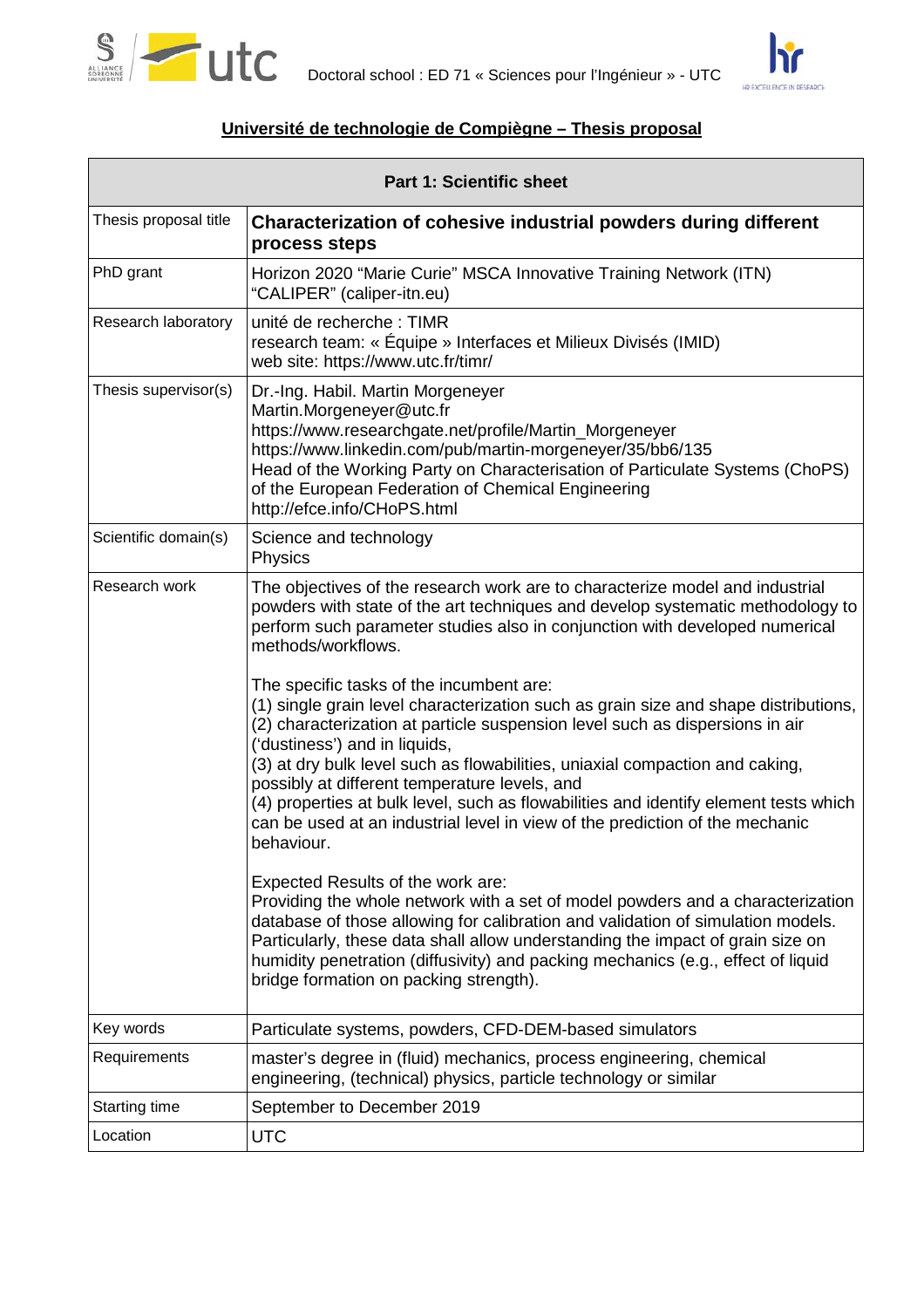Doctoral school : ED 71 « Sciences pour l'Ingénieur » - UTC

## Université de technologie de Compiègne – Thesis proposal

| Part 1: Scientific sheet | |
|---|---|
| Thesis proposal title | **Characterization of cohesive industrial powders during different process steps** |
| PhD grant | Horizon 2020 "Marie Curie" MSCA Innovative Training Network (ITN) "CALIPER" (caliper-itn.eu) |
| Research laboratory | unité de recherche : TIMR<br>research team: « Équipe » Interfaces et Milieux Divisés (IMID)<br>web site: https://www.utc.fr/timr/ |
| Thesis supervisor(s) | Dr.-Ing. Habil. Martin Morgeneyer<br>Martin.Morgeneyer@utc.fr<br>https://www.researchgate.net/profile/Martin_Morgeneyer<br>https://www.linkedin.com/pub/martin-morgeneyer/35/bb6/135<br>Head of the Working Party on Characterisation of Particulate Systems (ChoPS) of the European Federation of Chemical Engineering<br>http://efce.info/CHoPS.html |
| Scientific domain(s) | Science and technology<br>Physics |
| Research work | The objectives of the research work are to characterize model and industrial powders with state of the art techniques and develop systematic methodology to perform such parameter studies also in conjunction with developed numerical methods/workflows.<br><br>The specific tasks of the incumbent are:<br>(1) single grain level characterization such as grain size and shape distributions,<br>(2) characterization at particle suspension level such as dispersions in air ('dustiness') and in liquids,<br>(3) at dry bulk level such as flowabilities, uniaxial compaction and caking, possibly at different temperature levels, and<br>(4) properties at bulk level, such as flowabilities and identify element tests which can be used at an industrial level in view of the prediction of the mechanic behaviour.<br><br>Expected Results of the work are:<br>Providing the whole network with a set of model powders and a characterization database of those allowing for calibration and validation of simulation models. Particularly, these data shall allow understanding the impact of grain size on humidity penetration (diffusivity) and packing mechanics (e.g., effect of liquid bridge formation on packing strength). |
| Key words | Particulate systems, powders, CFD-DEM-based simulators |
| Requirements | master's degree in (fluid) mechanics, process engineering, chemical engineering, (technical) physics, particle technology or similar |
| Starting time | September to December 2019 |
| Location | UTC |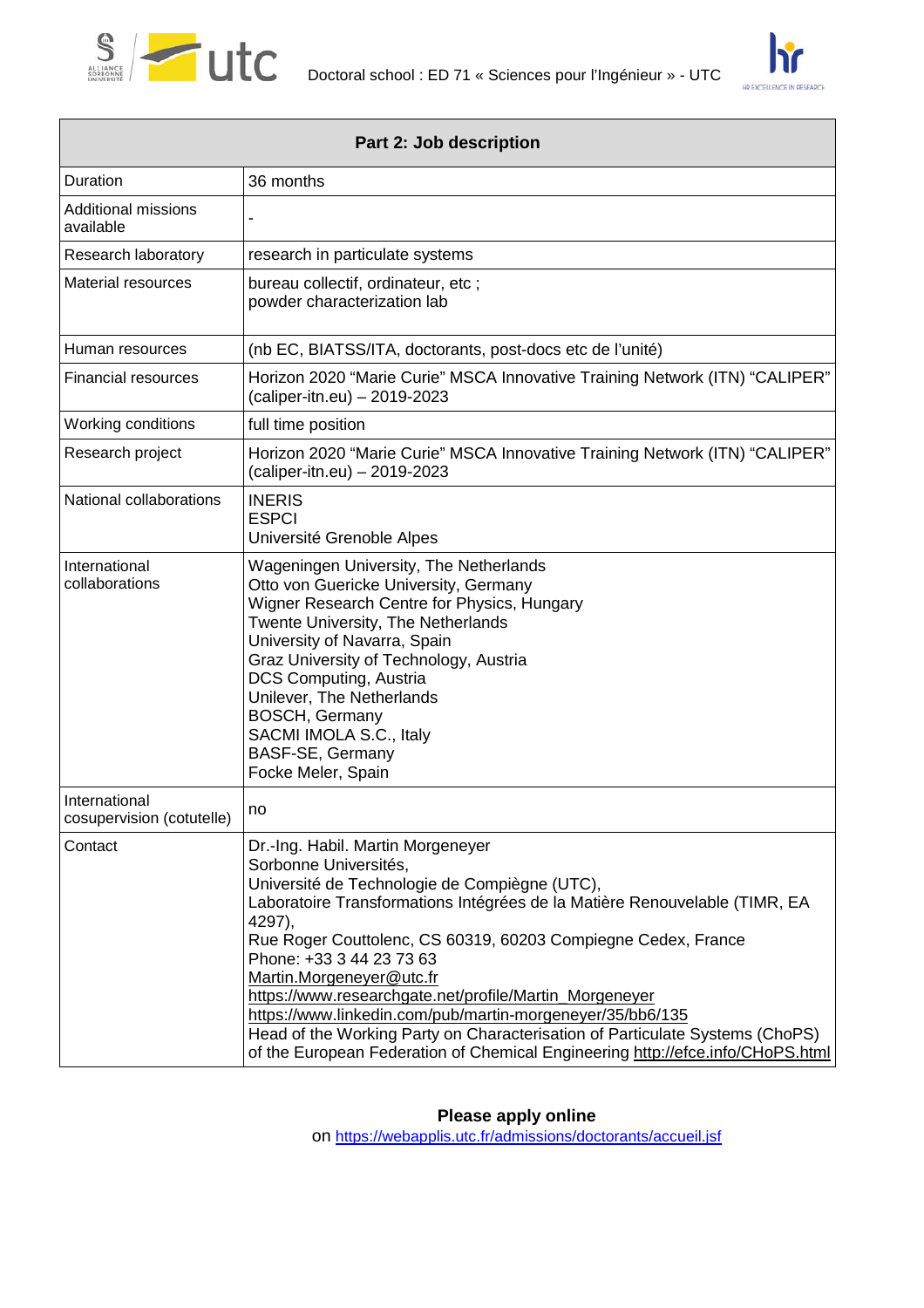| Part 2: Job description | |
|---|---|
| Duration | 36 months |
| Additional missions available | - |
| Research laboratory | research in particulate systems |
| Material resources | bureau collectif, ordinateur, etc ;<br>powder characterization lab |
| Human resources | (nb EC, BIATSS/ITA, doctorants, post-docs etc de l'unité) |
| Financial resources | Horizon 2020 "Marie Curie" MSCA Innovative Training Network (ITN) "CALIPER" (caliper-itn.eu) – 2019-2023 |
| Working conditions | full time position |
| Research project | Horizon 2020 "Marie Curie" MSCA Innovative Training Network (ITN) "CALIPER" (caliper-itn.eu) – 2019-2023 |
| National collaborations | INERIS<br>ESPCI<br>Université Grenoble Alpes |
| International collaborations | Wageningen University, The Netherlands<br>Otto von Guericke University, Germany<br>Wigner Research Centre for Physics, Hungary<br>Twente University, The Netherlands<br>University of Navarra, Spain<br>Graz University of Technology, Austria<br>DCS Computing, Austria<br>Unilever, The Netherlands<br>BOSCH, Germany<br>SACMI IMOLA S.C., Italy<br>BASF-SE, Germany<br>Focke Meler, Spain |
| International cosupervision (cotutelle) | no |
| Contact | Dr.-Ing. Habil. Martin Morgeneyer<br>Sorbonne Universités,<br>Université de Technologie de Compiègne (UTC),<br>Laboratoire Transformations Intégrées de la Matière Renouvelable (TIMR, EA 4297),<br>Rue Roger Couttolenc, CS 60319, 60203 Compiegne Cedex, France<br>Phone: +33 3 44 23 73 63<br>Martin.Morgeneyer@utc.fr<br>https://www.researchgate.net/profile/Martin_Morgeneyer<br>https://www.linkedin.com/pub/martin-morgeneyer/35/bb6/135<br>Head of the Working Party on Characterisation of Particulate Systems (ChoPS) of the European Federation of Chemical Engineering http://efce.info/CHoPS.html |

**Please apply online**

on https://webapplis.utc.fr/admissions/doctorants/accueil.jsf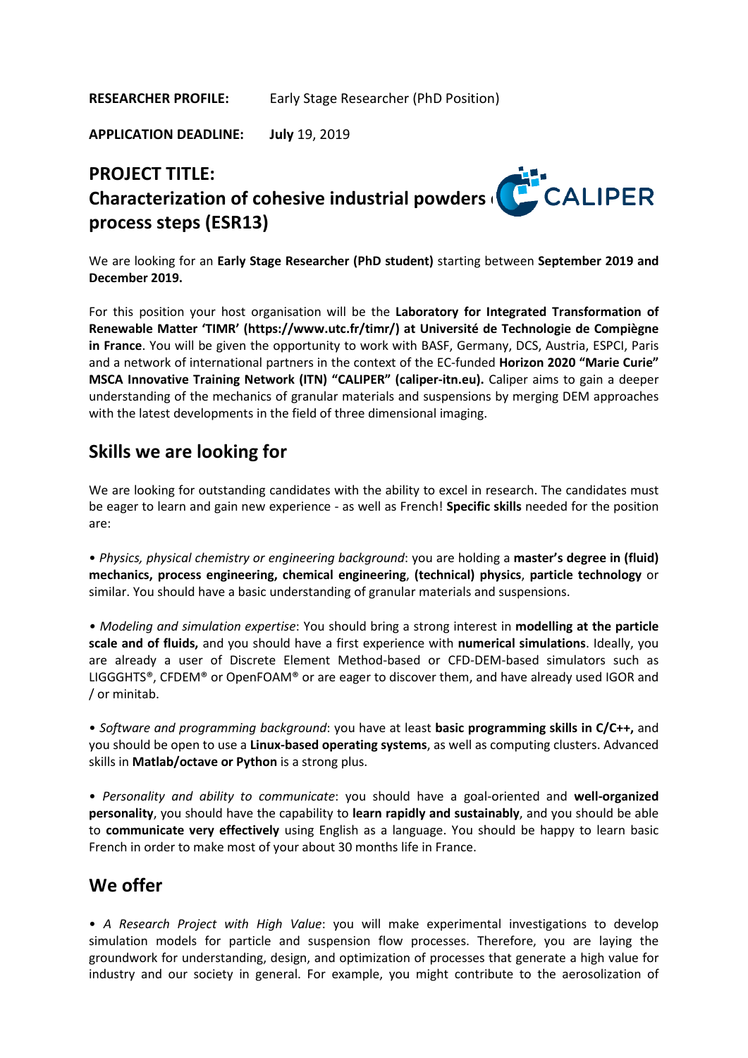**RESEARCHER PROFILE:** Early Stage Researcher (PhD Position)

**APPLICATION DEADLINE:** **July** 19, 2019

# PROJECT TITLE: Characterization of cohesive industrial powders ( process steps (ESR13)

We are looking for an **Early Stage Researcher (PhD student)** starting between **September 2019 and December 2019.**

For this position your host organisation will be the **Laboratory for Integrated Transformation of Renewable Matter 'TIMR' (https://www.utc.fr/timr/) at Université de Technologie de Compiègne in France**. You will be given the opportunity to work with BASF, Germany, DCS, Austria, ESPCI, Paris and a network of international partners in the context of the EC-funded **Horizon 2020 "Marie Curie" MSCA Innovative Training Network (ITN) "CALIPER" (caliper-itn.eu).** Caliper aims to gain a deeper understanding of the mechanics of granular materials and suspensions by merging DEM approaches with the latest developments in the field of three dimensional imaging.

## Skills we are looking for

We are looking for outstanding candidates with the ability to excel in research. The candidates must be eager to learn and gain new experience - as well as French! **Specific skills** needed for the position are:

• *Physics, physical chemistry or engineering background*: you are holding a **master's degree in (fluid) mechanics, process engineering, chemical engineering**, **(technical) physics**, **particle technology** or similar. You should have a basic understanding of granular materials and suspensions.

• *Modeling and simulation expertise*: You should bring a strong interest in **modelling at the particle scale and of fluids,** and you should have a first experience with **numerical simulations**. Ideally, you are already a user of Discrete Element Method-based or CFD-DEM-based simulators such as LIGGGHTS®, CFDEM® or OpenFOAM® or are eager to discover them, and have already used IGOR and / or minitab.

• *Software and programming background*: you have at least **basic programming skills in C/C++,** and you should be open to use a **Linux-based operating systems**, as well as computing clusters. Advanced skills in **Matlab/octave or Python** is a strong plus.

• *Personality and ability to communicate*: you should have a goal-oriented and **well-organized personality**, you should have the capability to **learn rapidly and sustainably**, and you should be able to **communicate very effectively** using English as a language. You should be happy to learn basic French in order to make most of your about 30 months life in France.

## We offer

• *A Research Project with High Value*: you will make experimental investigations to develop simulation models for particle and suspension flow processes. Therefore, you are laying the groundwork for understanding, design, and optimization of processes that generate a high value for industry and our society in general. For example, you might contribute to the aerosolization of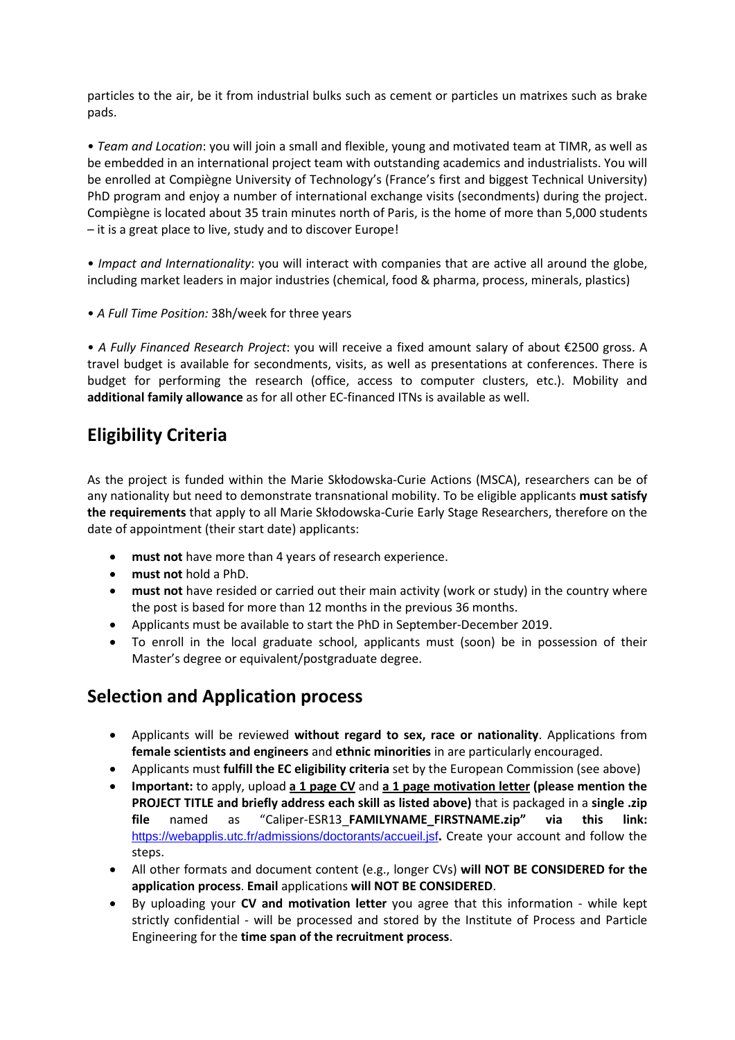particles to the air, be it from industrial bulks such as cement or particles un matrixes such as brake pads.

• *Team and Location*: you will join a small and flexible, young and motivated team at TIMR, as well as be embedded in an international project team with outstanding academics and industrialists. You will be enrolled at Compiègne University of Technology's (France's first and biggest Technical University) PhD program and enjoy a number of international exchange visits (secondments) during the project. Compiègne is located about 35 train minutes north of Paris, is the home of more than 5,000 students – it is a great place to live, study and to discover Europe!

• *Impact and Internationality*: you will interact with companies that are active all around the globe, including market leaders in major industries (chemical, food & pharma, process, minerals, plastics)

• *A Full Time Position:* 38h/week for three years

• *A Fully Financed Research Project*: you will receive a fixed amount salary of about €2500 gross. A travel budget is available for secondments, visits, as well as presentations at conferences. There is budget for performing the research (office, access to computer clusters, etc.). Mobility and **additional family allowance** as for all other EC-financed ITNs is available as well.

## Eligibility Criteria

As the project is funded within the Marie Skłodowska-Curie Actions (MSCA), researchers can be of any nationality but need to demonstrate transnational mobility. To be eligible applicants **must satisfy the requirements** that apply to all Marie Skłodowska-Curie Early Stage Researchers, therefore on the date of appointment (their start date) applicants:

- **must not** have more than 4 years of research experience.
- **must not** hold a PhD.
- **must not** have resided or carried out their main activity (work or study) in the country where the post is based for more than 12 months in the previous 36 months.
- Applicants must be available to start the PhD in September-December 2019.
- To enroll in the local graduate school, applicants must (soon) be in possession of their Master's degree or equivalent/postgraduate degree.

## Selection and Application process

- Applicants will be reviewed **without regard to sex, race or nationality**. Applications from **female scientists and engineers** and **ethnic minorities** in are particularly encouraged.
- Applicants must **fulfill the EC eligibility criteria** set by the European Commission (see above)
- **Important:** to apply, upload **a 1 page CV** and **a 1 page motivation letter (please mention the PROJECT TITLE and briefly address each skill as listed above)** that is packaged in a **single .zip file** named as "Caliper-ESR13_**FAMILYNAME_FIRSTNAME.zip" via this link:** https://webapplis.utc.fr/admissions/doctorants/accueil.jsf**.** Create your account and follow the steps.
- All other formats and document content (e.g., longer CVs) **will NOT BE CONSIDERED for the application process**. **Email** applications **will NOT BE CONSIDERED**.
- By uploading your **CV and motivation letter** you agree that this information - while kept strictly confidential - will be processed and stored by the Institute of Process and Particle Engineering for the **time span of the recruitment process**.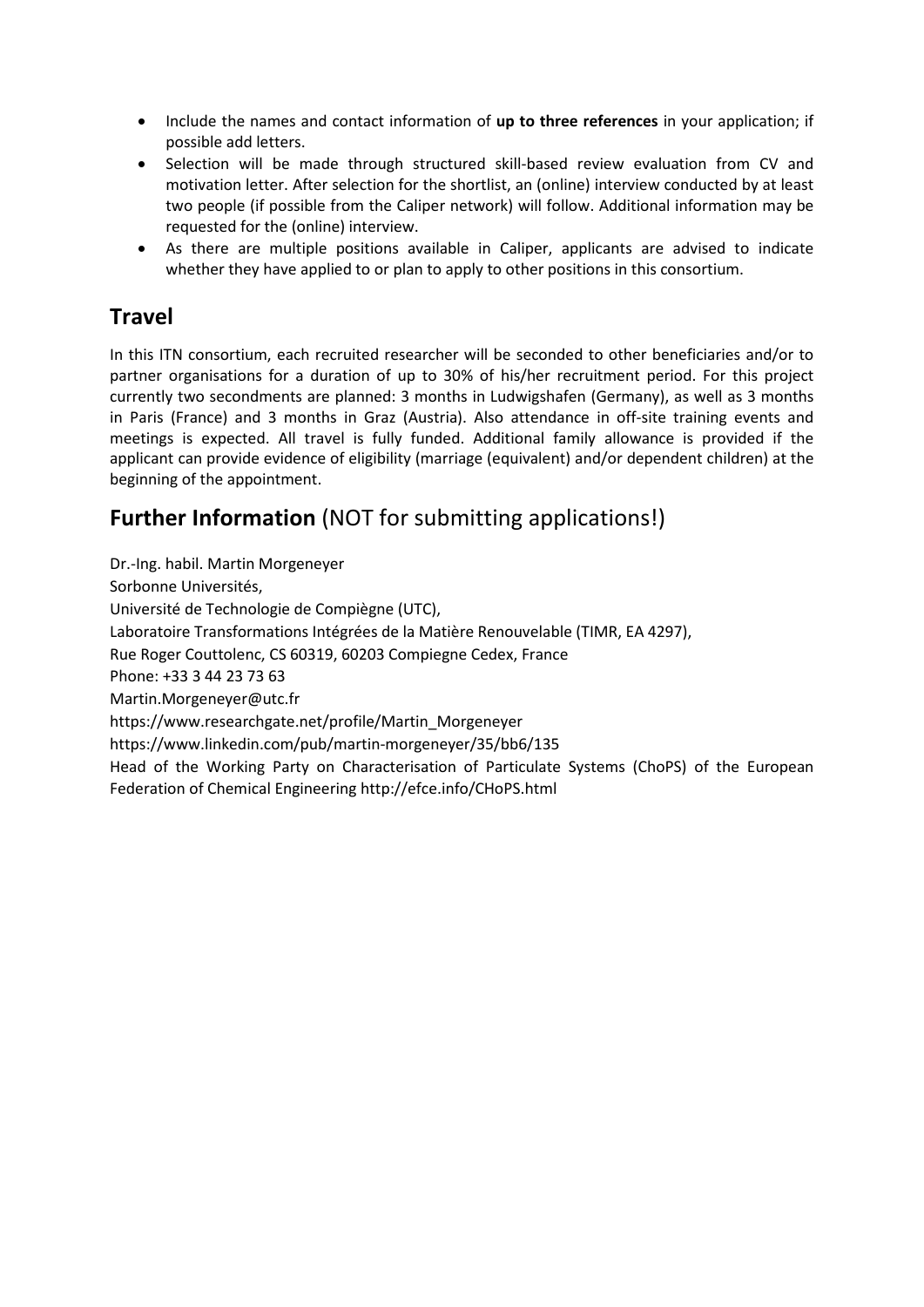- Include the names and contact information of **up to three references** in your application; if possible add letters.
- Selection will be made through structured skill-based review evaluation from CV and motivation letter. After selection for the shortlist, an (online) interview conducted by at least two people (if possible from the Caliper network) will follow. Additional information may be requested for the (online) interview.
- As there are multiple positions available in Caliper, applicants are advised to indicate whether they have applied to or plan to apply to other positions in this consortium.

## Travel

In this ITN consortium, each recruited researcher will be seconded to other beneficiaries and/or to partner organisations for a duration of up to 30% of his/her recruitment period. For this project currently two secondments are planned: 3 months in Ludwigshafen (Germany), as well as 3 months in Paris (France) and 3 months in Graz (Austria). Also attendance in off-site training events and meetings is expected. All travel is fully funded. Additional family allowance is provided if the applicant can provide evidence of eligibility (marriage (equivalent) and/or dependent children) at the beginning of the appointment.

## **Further Information** (NOT for submitting applications!)

Dr.-Ing. habil. Martin Morgeneyer
Sorbonne Universités,
Université de Technologie de Compiègne (UTC),
Laboratoire Transformations Intégrées de la Matière Renouvelable (TIMR, EA 4297),
Rue Roger Couttolenc, CS 60319, 60203 Compiegne Cedex, France
Phone: +33 3 44 23 73 63
Martin.Morgeneyer@utc.fr
https://www.researchgate.net/profile/Martin_Morgeneyer
https://www.linkedin.com/pub/martin-morgeneyer/35/bb6/135
Head of the Working Party on Characterisation of Particulate Systems (ChoPS) of the European Federation of Chemical Engineering http://efce.info/CHoPS.html